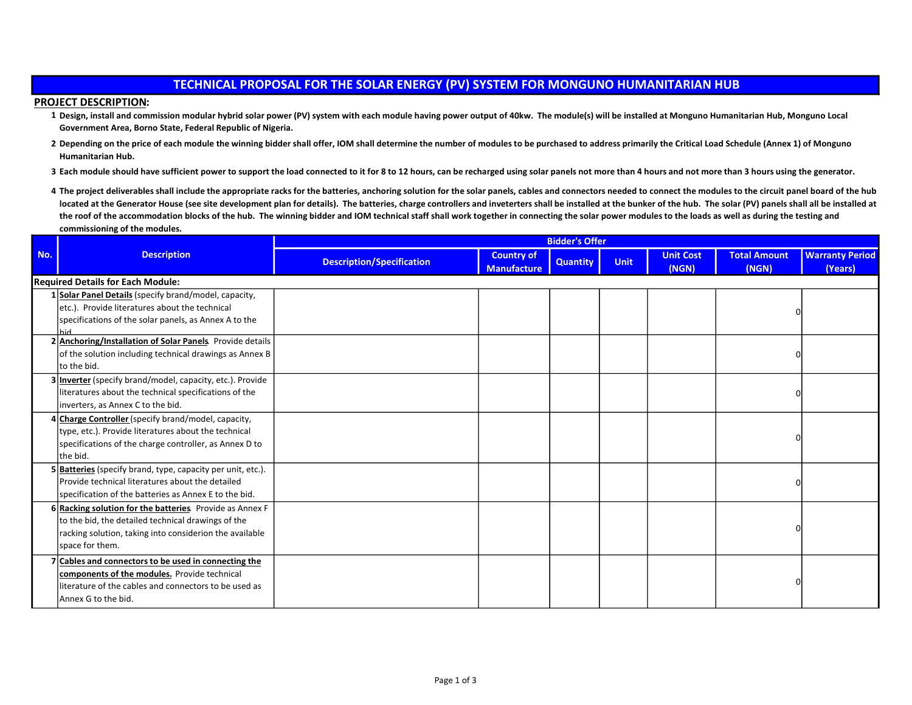# TECHNICAL PROPOSAL FOR THE SOLAR ENERGY (PV) SYSTEM FOR MONGUNO HUMANITARIAN HUB

## PROJECT DESCRIPTION:

1. **Design, install and commission modular hybrid solar power (PV) system with each module having power output of 40kw. The module(s) will be installed at Monguno Humanitarian Hub, Monguno Local Government Area, Borno State, Federal Republic of Nigeria.**
2. **Depending on the price of each module the winning bidder shall offer, IOM shall determine the number of modules to be purchased to address primarily the Critical Load Schedule (Annex 1) of Monguno Humanitarian Hub.**
3. **Each module should have sufficient power to support the load connected to it for 8 to 12 hours, can be recharged using solar panels not more than 4 hours and not more than 3 hours using the generator.**
4. **The project deliverables shall include the appropriate racks for the batteries, anchoring solution for the solar panels, cables and connectors needed to connect the modules to the circuit panel board of the hub located at the Generator House (see site development plan for details). The batteries, charge controllers and inveterters shall be installed at the bunker of the hub. The solar (PV) panels shall all be installed at the roof of the accommodation blocks of the hub. The winning bidder and IOM technical staff shall work together in connecting the solar power modules to the loads as well as during the testing and commissioning of the modules.**

| No. | Description | Bidder's Offer | | | | | | |
|---|---|---|---|---|---|---|---|---|
| | | Description/Specification | Country of Manufacture | Quantity | Unit | Unit Cost (NGN) | Total Amount (NGN) | Warranty Period (Years) |
| **Required Details for Each Module:** | | | | | | | | |
| 1 | **Solar Panel Details** (specify brand/model, capacity, etc.). Provide literatures about the technical specifications of the solar panels, as Annex A to the bid | | | | | | 0 | |
| 2 | **Anchoring/Installation of Solar Panels**. Provide details of the solution including technical drawings as Annex B to the bid. | | | | | | 0 | |
| 3 | **Inverter** (specify brand/model, capacity, etc.). Provide literatures about the technical specifications of the inverters, as Annex C to the bid. | | | | | | 0 | |
| 4 | **Charge Controller** (specify brand/model, capacity, type, etc.). Provide literatures about the technical specifications of the charge controller, as Annex D to the bid. | | | | | | 0 | |
| 5 | **Batteries** (specify brand, type, capacity per unit, etc.). Provide technical literatures about the detailed specification of the batteries as Annex E to the bid. | | | | | | 0 | |
| 6 | **Racking solution for the batteries**. Provide as Annex F to the bid, the detailed technical drawings of the racking solution, taking into considerion the available space for them. | | | | | | 0 | |
| 7 | **Cables and connectors to be used in connecting the components of the modules.** Provide technical literature of the cables and connectors to be used as Annex G to the bid. | | | | | | 0 | |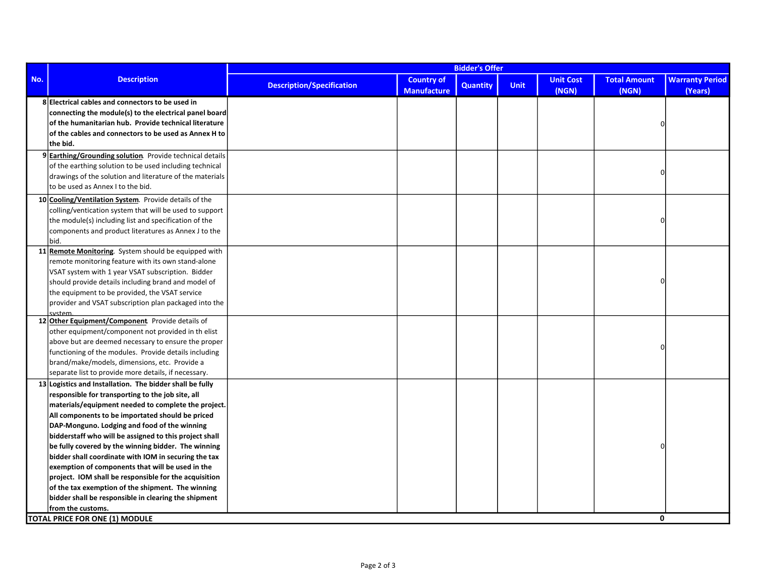| No. | Description | Bidder's Offer | | | | | | |
|---|---|---|---|---|---|---|---|---|
| | | Description/Specification | Country of Manufacture | Quantity | Unit | Unit Cost (NGN) | Total Amount (NGN) | Warranty Period (Years) |
| 8 | **Electrical cables and connectors to be used in connecting the module(s) to the electrical panel board of the humanitarian hub. Provide technical literature of the cables and connectors to be used as Annex H to the bid.** | | | | | | 0 | |
| 9 | **Earthing/Grounding solution**. Provide technical details of the earthing solution to be used including technical drawings of the solution and literature of the materials to be used as Annex I to the bid. | | | | | | 0 | |
| 10 | **Cooling/Ventilation System**. Provide details of the colling/ventication system that will be used to support the module(s) including list and specification of the components and product literatures as Annex J to the bid. | | | | | | 0 | |
| 11 | **Remote Monitoring**. System should be equipped with remote monitoring feature with its own stand-alone VSAT system with 1 year VSAT subscription. Bidder should provide details including brand and model of the equipment to be provided, the VSAT service provider and VSAT subscription plan packaged into the system. | | | | | | 0 | |
| 12 | **Other Equipment/Component**. Provide details of other equipment/component not provided in th elist above but are deemed necessary to ensure the proper functioning of the modules. Provide details including brand/make/models, dimensions, etc. Provide a separate list to provide more details, if necessary. | | | | | | 0 | |
| 13 | **Logistics and Installation. The bidder shall be fully responsible for transporting to the job site, all materials/equipment needed to complete the project. All components to be importated should be priced DAP-Monguno. Lodging and food of the winning bidderstaff who will be assigned to this project shall be fully covered by the winning bidder. The winning bidder shall coordinate with IOM in securing the tax exemption of components that will be used in the project. IOM shall be responsible for the acquisition of the tax exemption of the shipment. The winning bidder shall be responsible in clearing the shipment from the customs.** | | | | | | 0 | |
| **TOTAL PRICE FOR ONE (1) MODULE** | | | | | | | **0** | |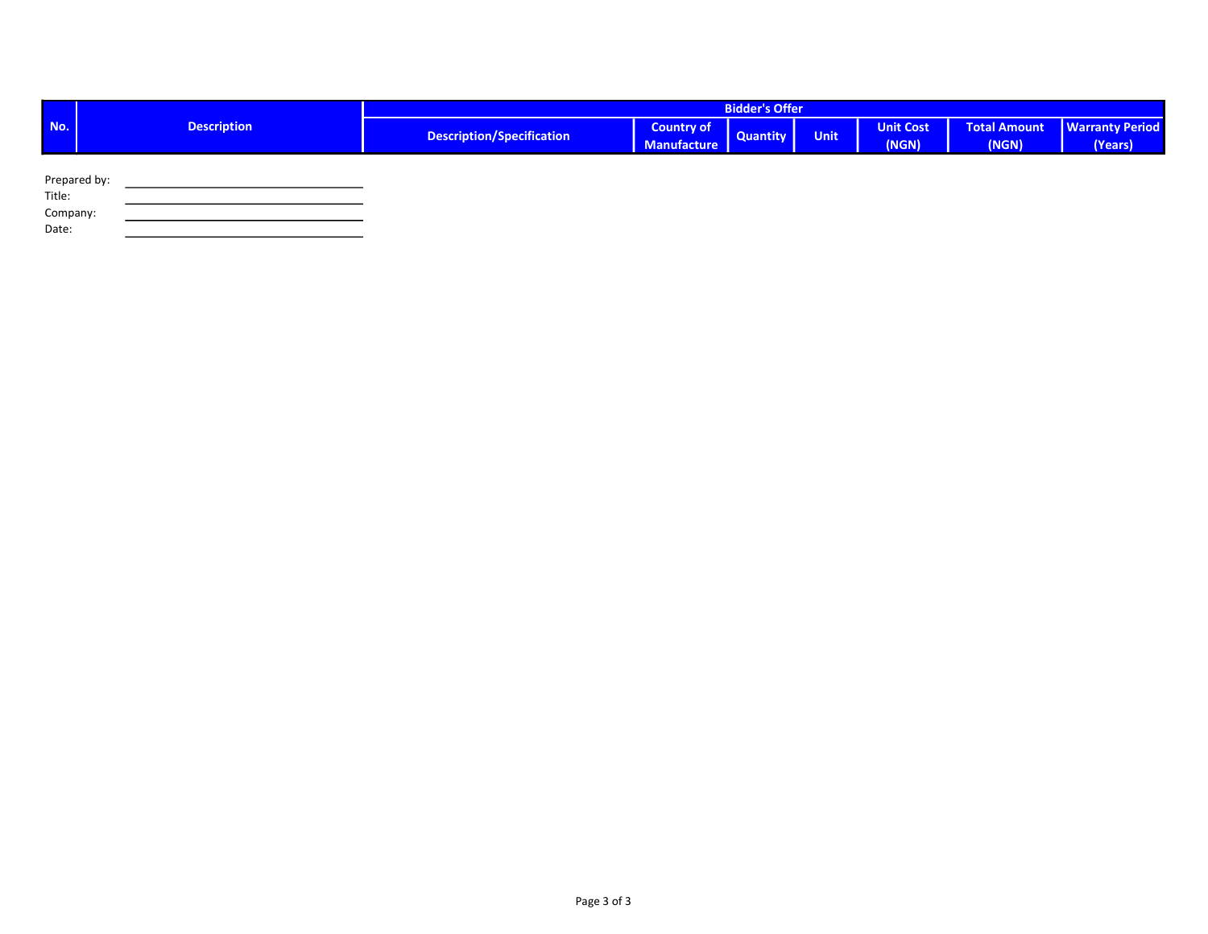| No. | Description | Bidder's Offer | | | | | | |
|---|---|---|---|---|---|---|---|---|
| | | Description/Specification | Country of Manufacture | Quantity | Unit | Unit Cost (NGN) | Total Amount (NGN) | Warranty Period (Years) |

Prepared by: ______________________________

Title: ______________________________

Company: ______________________________

Date: ______________________________